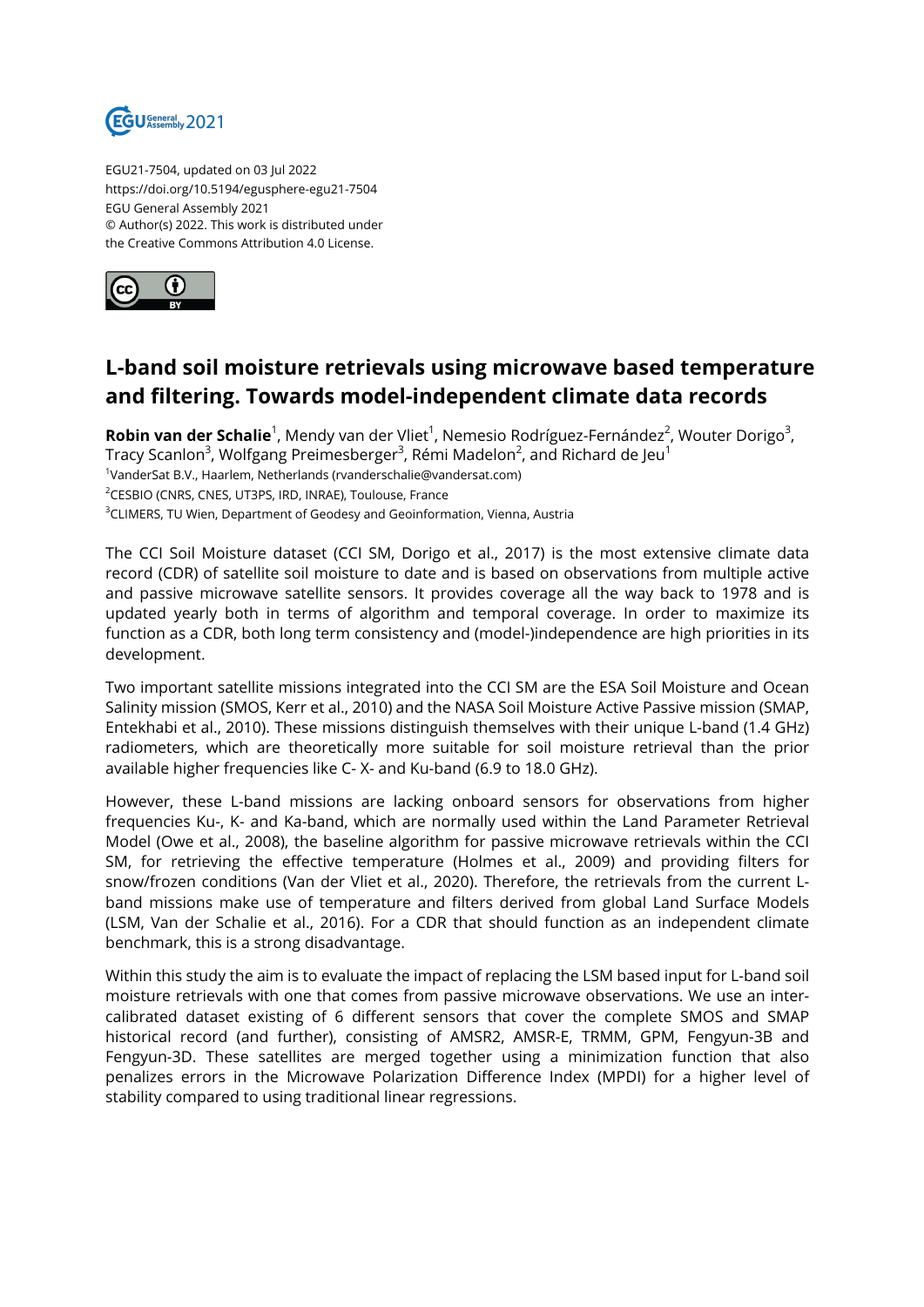EGU21-7504, updated on 03 Jul 2022
https://doi.org/10.5194/egusphere-egu21-7504
EGU General Assembly 2021
© Author(s) 2022. This work is distributed under
the Creative Commons Attribution 4.0 License.

# L-band soil moisture retrievals using microwave based temperature and filtering. Towards model-independent climate data records

**Robin van der Schalie**[1], Mendy van der Vliet[1], Nemesio Rodríguez-Fernández[2], Wouter Dorigo[3], Tracy Scanlon[3], Wolfgang Preimesberger[3], Rémi Madelon[2], and Richard de Jeu[1]

[1]VanderSat B.V., Haarlem, Netherlands (rvanderschalie@vandersat.com)
[2]CESBIO (CNRS, CNES, UT3PS, IRD, INRAE), Toulouse, France
[3]CLIMERS, TU Wien, Department of Geodesy and Geoinformation, Vienna, Austria

The CCI Soil Moisture dataset (CCI SM, Dorigo et al., 2017) is the most extensive climate data record (CDR) of satellite soil moisture to date and is based on observations from multiple active and passive microwave satellite sensors. It provides coverage all the way back to 1978 and is updated yearly both in terms of algorithm and temporal coverage. In order to maximize its function as a CDR, both long term consistency and (model-)independence are high priorities in its development.

Two important satellite missions integrated into the CCI SM are the ESA Soil Moisture and Ocean Salinity mission (SMOS, Kerr et al., 2010) and the NASA Soil Moisture Active Passive mission (SMAP, Entekhabi et al., 2010). These missions distinguish themselves with their unique L-band (1.4 GHz) radiometers, which are theoretically more suitable for soil moisture retrieval than the prior available higher frequencies like C- X- and Ku-band (6.9 to 18.0 GHz).

However, these L-band missions are lacking onboard sensors for observations from higher frequencies Ku-, K- and Ka-band, which are normally used within the Land Parameter Retrieval Model (Owe et al., 2008), the baseline algorithm for passive microwave retrievals within the CCI SM, for retrieving the effective temperature (Holmes et al., 2009) and providing filters for snow/frozen conditions (Van der Vliet et al., 2020). Therefore, the retrievals from the current L-band missions make use of temperature and filters derived from global Land Surface Models (LSM, Van der Schalie et al., 2016). For a CDR that should function as an independent climate benchmark, this is a strong disadvantage.

Within this study the aim is to evaluate the impact of replacing the LSM based input for L-band soil moisture retrievals with one that comes from passive microwave observations. We use an inter-calibrated dataset existing of 6 different sensors that cover the complete SMOS and SMAP historical record (and further), consisting of AMSR2, AMSR-E, TRMM, GPM, Fengyun-3B and Fengyun-3D. These satellites are merged together using a minimization function that also penalizes errors in the Microwave Polarization Difference Index (MPDI) for a higher level of stability compared to using traditional linear regressions.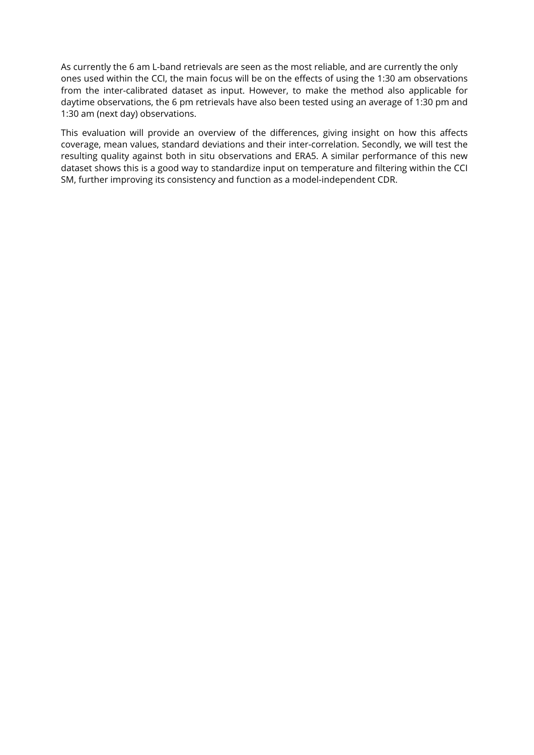As currently the 6 am L-band retrievals are seen as the most reliable, and are currently the only ones used within the CCI, the main focus will be on the effects of using the 1:30 am observations from the inter-calibrated dataset as input. However, to make the method also applicable for daytime observations, the 6 pm retrievals have also been tested using an average of 1:30 pm and 1:30 am (next day) observations.

This evaluation will provide an overview of the differences, giving insight on how this affects coverage, mean values, standard deviations and their inter-correlation. Secondly, we will test the resulting quality against both in situ observations and ERA5. A similar performance of this new dataset shows this is a good way to standardize input on temperature and filtering within the CCI SM, further improving its consistency and function as a model-independent CDR.